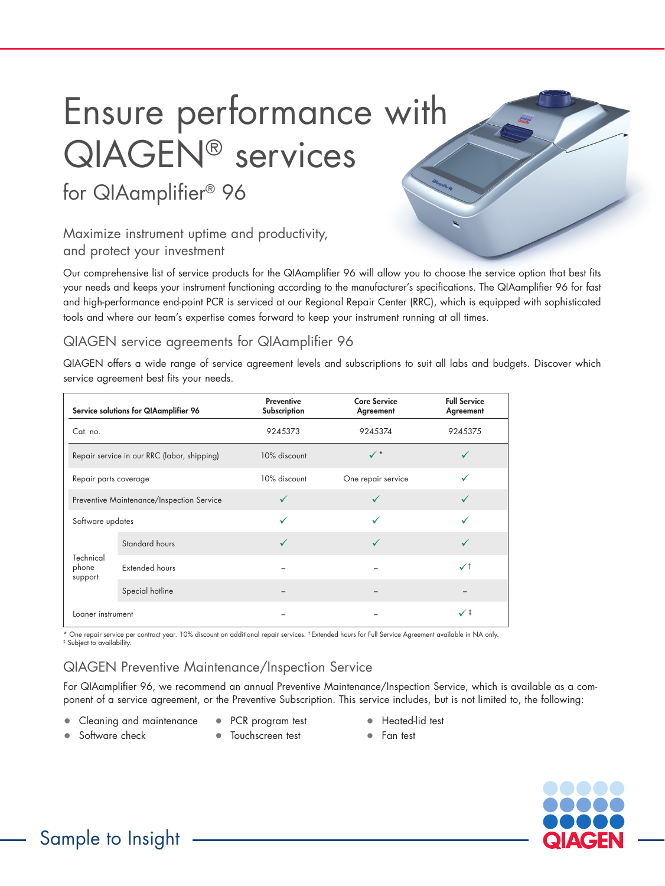# Ensure performance with QIAGEN® services

## for QIAamplifier® 96

### Maximize instrument uptime and productivity, and protect your investment

Our comprehensive list of service products for the QIAamplifier 96 will allow you to choose the service option that best fits your needs and keeps your instrument functioning according to the manufacturer's specifications. The QIAamplifier 96 for fast and high-performance end-point PCR is serviced at our Regional Repair Center (RRC), which is equipped with sophisticated tools and where our team's expertise comes forward to keep your instrument running at all times.

### QIAGEN service agreements for QIAamplifier 96

QIAGEN offers a wide range of service agreement levels and subscriptions to suit all labs and budgets. Discover which service agreement best fits your needs.

| Service solutions for QIAamplifier 96 | | Preventive Subscription | Core Service Agreement | Full Service Agreement |
|---|---|---|---|---|
| Cat. no. | | 9245373 | 9245374 | 9245375 |
| Repair service in our RRC (labor, shipping) | | 10% discount | ✓* | ✓ |
| Repair parts coverage | | 10% discount | One repair service | ✓ |
| Preventive Maintenance/Inspection Service | | ✓ | ✓ | ✓ |
| Software updates | | ✓ | ✓ | ✓ |
| Technical phone support | Standard hours | ✓ | ✓ | ✓ |
| | Extended hours | – | – | ✓† |
| | Special hotline | – | – | – |
| Loaner instrument | | – | – | ✓‡ |

\* One repair service per contract year. 10% discount on additional repair services. † Extended hours for Full Service Agreement available in NA only.
‡ Subject to availability.

### QIAGEN Preventive Maintenance/Inspection Service

For QIAamplifier 96, we recommend an annual Preventive Maintenance/Inspection Service, which is available as a component of a service agreement, or the Preventive Subscription. This service includes, but is not limited to, the following:

- Cleaning and maintenance
- Software check
- PCR program test
- Touchscreen test
- Heated-lid test
- Fan test

Sample to Insight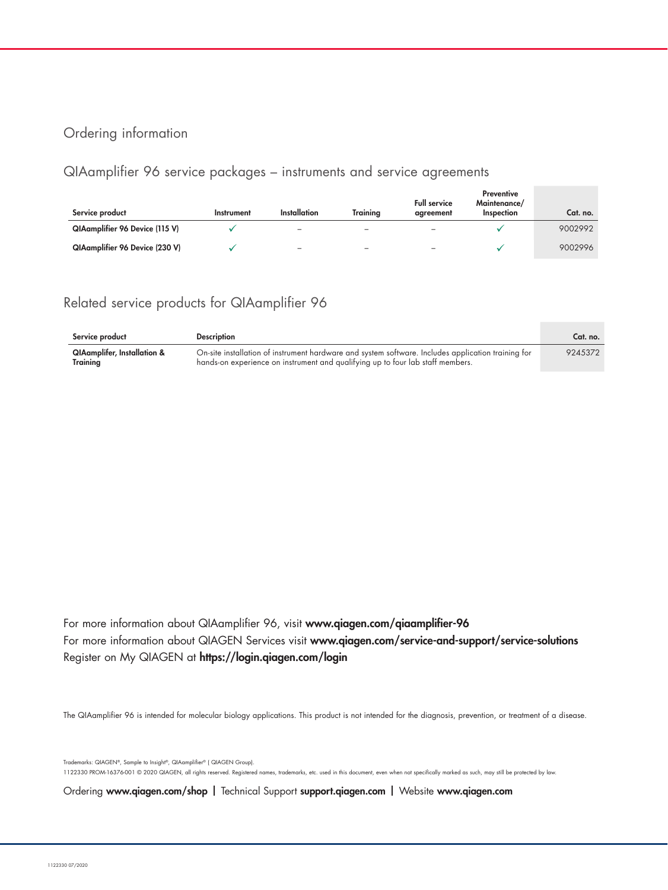## Ordering information

### QIAamplifier 96 service packages – instruments and service agreements

| Service product | Instrument | Installation | Training | Full service agreement | Preventive Maintenance/ Inspection | Cat. no. |
|---|---|---|---|---|---|---|
| **QIAamplifier 96 Device (115 V)** | ✓ | – | – | – | ✓ | 9002992 |
| **QIAamplifier 96 Device (230 V)** | ✓ | – | – | – | ✓ | 9002996 |

### Related service products for QIAamplifier 96

| Service product | Description | Cat. no. |
|---|---|---|
| **QIAamplifer, Installation & Training** | On-site installation of instrument hardware and system software. Includes application training for hands-on experience on instrument and qualifying up to four lab staff members. | 9245372 |

For more information about QIAamplifier 96, visit **www.qiagen.com/qiaamplifier-96**
For more information about QIAGEN Services visit **www.qiagen.com/service-and-support/service-solutions**
Register on My QIAGEN at **https://login.qiagen.com/login**

The QIAamplifier 96 is intended for molecular biology applications. This product is not intended for the diagnosis, prevention, or treatment of a disease.

Trademarks: QIAGEN®, Sample to Insight®, QIAamplifier® ( QIAGEN Group).
1122330 PROM-16376-001 © 2020 QIAGEN, all rights reserved. Registered names, trademarks, etc. used in this document, even when not specifically marked as such, may still be protected by law.

Ordering **www.qiagen.com/shop** | Technical Support **support.qiagen.com** | Website **www.qiagen.com**

1122330 07/2020